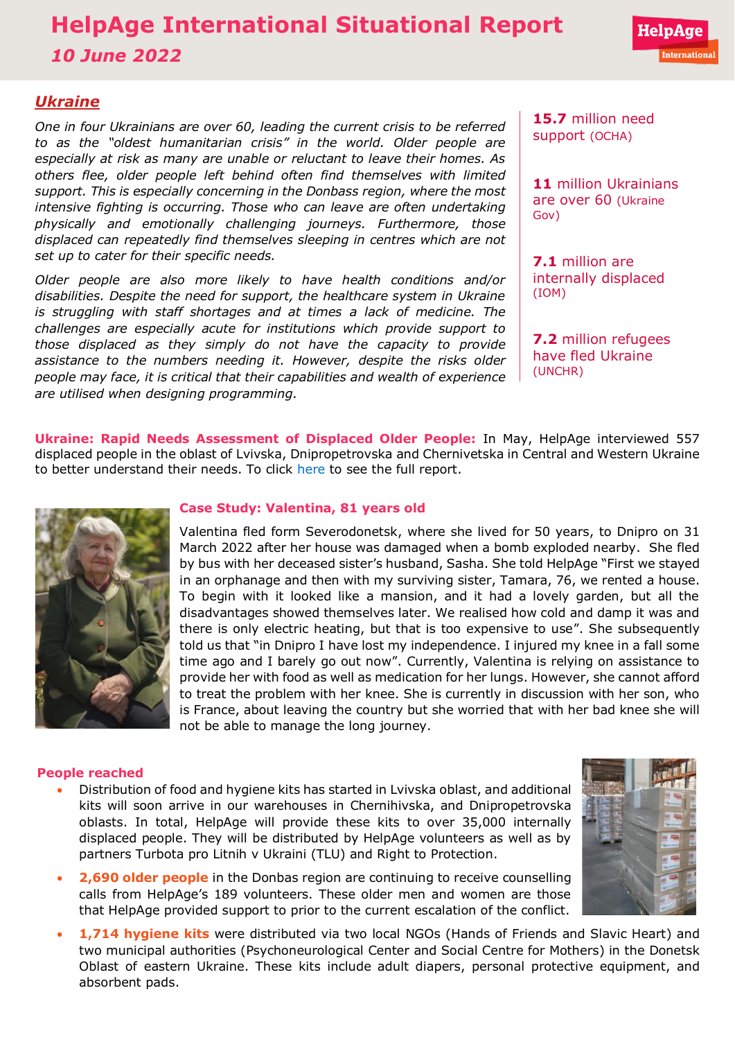# HelpAge International Situational Report

*10 June 2022*

## Ukraine

*One in four Ukrainians are over 60, leading the current crisis to be referred to as the "oldest humanitarian crisis" in the world. Older people are especially at risk as many are unable or reluctant to leave their homes. As others flee, older people left behind often find themselves with limited support. This is especially concerning in the Donbass region, where the most intensive fighting is occurring. Those who can leave are often undertaking physically and emotionally challenging journeys. Furthermore, those displaced can repeatedly find themselves sleeping in centres which are not set up to cater for their specific needs.*

*Older people are also more likely to have health conditions and/or disabilities. Despite the need for support, the healthcare system in Ukraine is struggling with staff shortages and at times a lack of medicine. The challenges are especially acute for institutions which provide support to those displaced as they simply do not have the capacity to provide assistance to the numbers needing it. However, despite the risks older people may face, it is critical that their capabilities and wealth of experience are utilised when designing programming.*

**15.7** million need support (OCHA)

**11** million Ukrainians are over 60 (Ukraine Gov)

**7.1** million are internally displaced (IOM)

**7.2** million refugees have fled Ukraine (UNCHR)

**Ukraine: Rapid Needs Assessment of Displaced Older People:** In May, HelpAge interviewed 557 displaced people in the oblast of Lvivska, Dnipropetrovska and Chernivetska in Central and Western Ukraine to better understand their needs. To click here to see the full report.

### Case Study: Valentina, 81 years old

Valentina fled form Severodonetsk, where she lived for 50 years, to Dnipro on 31 March 2022 after her house was damaged when a bomb exploded nearby. She fled by bus with her deceased sister's husband, Sasha. She told HelpAge "First we stayed in an orphanage and then with my surviving sister, Tamara, 76, we rented a house. To begin with it looked like a mansion, and it had a lovely garden, but all the disadvantages showed themselves later. We realised how cold and damp it was and there is only electric heating, but that is too expensive to use". She subsequently told us that "in Dnipro I have lost my independence. I injured my knee in a fall some time ago and I barely go out now". Currently, Valentina is relying on assistance to provide her with food as well as medication for her lungs. However, she cannot afford to treat the problem with her knee. She is currently in discussion with her son, who is France, about leaving the country but she worried that with her bad knee she will not be able to manage the long journey.

### People reached

- Distribution of food and hygiene kits has started in Lvivska oblast, and additional kits will soon arrive in our warehouses in Chernihivska, and Dnipropetrovska oblasts. In total, HelpAge will provide these kits to over 35,000 internally displaced people. They will be distributed by HelpAge volunteers as well as by partners Turbota pro Litnih v Ukraini (TLU) and Right to Protection.
- **2,690 older people** in the Donbas region are continuing to receive counselling calls from HelpAge's 189 volunteers. These older men and women are those that HelpAge provided support to prior to the current escalation of the conflict.
- **1,714 hygiene kits** were distributed via two local NGOs (Hands of Friends and Slavic Heart) and two municipal authorities (Psychoneurological Center and Social Centre for Mothers) in the Donetsk Oblast of eastern Ukraine. These kits include adult diapers, personal protective equipment, and absorbent pads.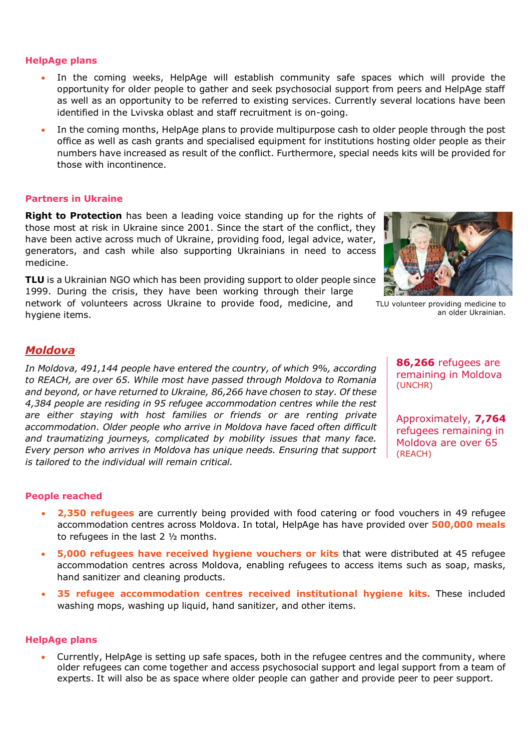### HelpAge plans

- In the coming weeks, HelpAge will establish community safe spaces which will provide the opportunity for older people to gather and seek psychosocial support from peers and HelpAge staff as well as an opportunity to be referred to existing services. Currently several locations have been identified in the Lvivska oblast and staff recruitment is on-going.
- In the coming months, HelpAge plans to provide multipurpose cash to older people through the post office as well as cash grants and specialised equipment for institutions hosting older people as their numbers have increased as result of the conflict. Furthermore, special needs kits will be provided for those with incontinence.

### Partners in Ukraine

**Right to Protection** has been a leading voice standing up for the rights of those most at risk in Ukraine since 2001. Since the start of the conflict, they have been active across much of Ukraine, providing food, legal advice, water, generators, and cash while also supporting Ukrainians in need to access medicine.

**TLU** is a Ukrainian NGO which has been providing support to older people since 1999. During the crisis, they have been working through their large network of volunteers across Ukraine to provide food, medicine, and hygiene items.

TLU volunteer providing medicine to an older Ukrainian.

## *Moldova*

*In Moldova, 491,144 people have entered the country, of which 9%, according to REACH, are over 65. While most have passed through Moldova to Romania and beyond, or have returned to Ukraine, 86,266 have chosen to stay. Of these 4,384 people are residing in 95 refugee accommodation centres while the rest are either staying with host families or friends or are renting private accommodation. Older people who arrive in Moldova have faced often difficult and traumatizing journeys, complicated by mobility issues that many face. Every person who arrives in Moldova has unique needs. Ensuring that support is tailored to the individual will remain critical.*

**86,266** refugees are remaining in Moldova (UNCHR)

Approximately, **7,764** refugees remaining in Moldova are over 65 (REACH)

### People reached

- **2,350 refugees** are currently being provided with food catering or food vouchers in 49 refugee accommodation centres across Moldova. In total, HelpAge has have provided over **500,000 meals** to refugees in the last 2 ½ months.
- **5,000 refugees have received hygiene vouchers or kits** that were distributed at 45 refugee accommodation centres across Moldova, enabling refugees to access items such as soap, masks, hand sanitizer and cleaning products.
- **35 refugee accommodation centres received institutional hygiene kits.** These included washing mops, washing up liquid, hand sanitizer, and other items.

### HelpAge plans

- Currently, HelpAge is setting up safe spaces, both in the refugee centres and the community, where older refugees can come together and access psychosocial support and legal support from a team of experts. It will also be as space where older people can gather and provide peer to peer support.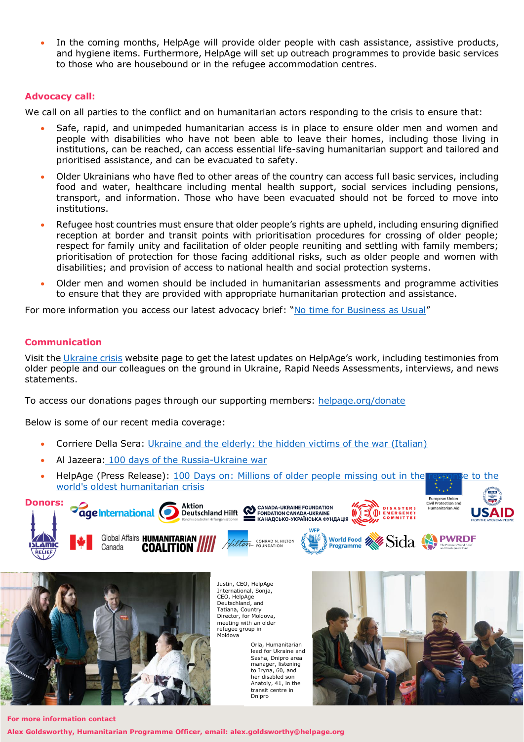- In the coming months, HelpAge will provide older people with cash assistance, assistive products, and hygiene items. Furthermore, HelpAge will set up outreach programmes to provide basic services to those who are housebound or in the refugee accommodation centres.

## Advocacy call:

We call on all parties to the conflict and on humanitarian actors responding to the crisis to ensure that:

- Safe, rapid, and unimpeded humanitarian access is in place to ensure older men and women and people with disabilities who have not been able to leave their homes, including those living in institutions, can be reached, can access essential life-saving humanitarian support and tailored and prioritised assistance, and can be evacuated to safety.
- Older Ukrainians who have fled to other areas of the country can access full basic services, including food and water, healthcare including mental health support, social services including pensions, transport, and information. Those who have been evacuated should not be forced to move into institutions.
- Refugee host countries must ensure that older people's rights are upheld, including ensuring dignified reception at border and transit points with prioritisation procedures for crossing of older people; respect for family unity and facilitation of older people reuniting and settling with family members; prioritisation of protection for those facing additional risks, such as older people and women with disabilities; and provision of access to national health and social protection systems.
- Older men and women should be included in humanitarian assessments and programme activities to ensure that they are provided with appropriate humanitarian protection and assistance.

For more information you access our latest advocacy brief: "No time for Business as Usual"

## Communication

Visit the Ukraine crisis website page to get the latest updates on HelpAge's work, including testimonies from older people and our colleagues on the ground in Ukraine, Rapid Needs Assessments, interviews, and news statements.

To access our donations pages through our supporting members: helpage.org/donate

Below is some of our recent media coverage:

- Corriere Della Sera: Ukraine and the elderly: the hidden victims of the war (Italian)
- Al Jazeera: 100 days of the Russia-Ukraine war
- HelpAge (Press Release): 100 Days on: Millions of older people missing out in the response to the world's oldest humanitarian crisis

**Donors:** Age International, Aktion Deutschland Hilft, Canada-Ukraine Foundation, Disasters Emergency Committee, European Union Civil Protection and Humanitarian Aid, USAID, Islamic Relief, Global Affairs Canada, Humanitarian Coalition, Conrad N. Hilton Foundation, World Food Programme, Sida, PWRDF

Justin, CEO, HelpAge International, Sonja, CEO, HelpAge Deutschland, and Tatiana, Country Director, for Moldova, meeting with an older refugee group in Moldova

Orla, Humanitarian lead for Ukraine and Sasha, Dnipro area manager, listening to Iryna, 60, and her disabled son Anatoly, 41, in the transit centre in Dnipro

**For more information contact**

**Alex Goldsworthy, Humanitarian Programme Officer, email: alex.goldsworthy@helpage.org**